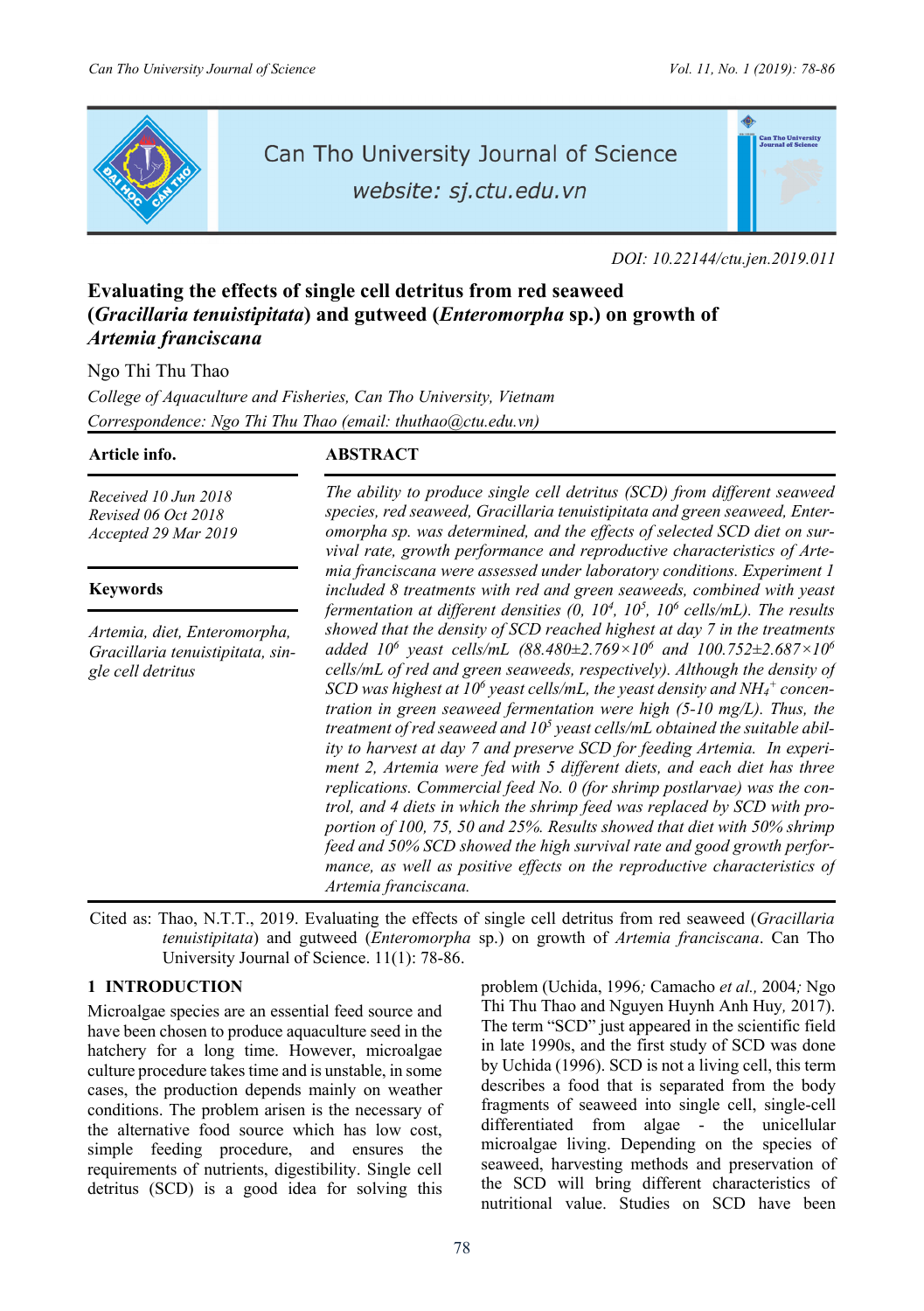DOI: 10.22144/ctu.jen.2019.011

# Evaluating the effects of single cell detritus from red seaweed (*Gracillaria tenuistipitata*) and gutweed (*Enteromorpha* sp.) on growth of *Artemia franciscana*

Ngo Thi Thu Thao

*College of Aquaculture and Fisheries, Can Tho University, Vietnam*

*Correspondence: Ngo Thi Thu Thao (email: thuthao@ctu.edu.vn)*

**Article info.**

*Received 10 Jun 2018*
*Revised 06 Oct 2018*
*Accepted 29 Mar 2019*

**Keywords**

*Artemia, diet, Enteromorpha, Gracillaria tenuistipitata, single cell detritus*

## ABSTRACT

*The ability to produce single cell detritus (SCD) from different seaweed species, red seaweed, Gracillaria tenuistipitata and green seaweed, Enteromorpha sp. was determined, and the effects of selected SCD diet on survival rate, growth performance and reproductive characteristics of Artemia franciscana were assessed under laboratory conditions. Experiment 1 included 8 treatments with red and green seaweeds, combined with yeast fermentation at different densities (0, $10^4$, $10^5$, $10^6$ cells/mL). The results showed that the density of SCD reached highest at day 7 in the treatments added $10^6$ yeast cells/mL ($88.480 \pm 2.769 \times 10^6$ and $100.752 \pm 2.687 \times 10^6$ cells/mL of red and green seaweeds, respectively). Although the density of SCD was highest at $10^6$ yeast cells/mL, the yeast density and $NH_4^+$ concentration in green seaweed fermentation were high (5-10 mg/L). Thus, the treatment of red seaweed and $10^5$ yeast cells/mL obtained the suitable ability to harvest at day 7 and preserve SCD for feeding Artemia. In experiment 2, Artemia were fed with 5 different diets, and each diet has three replications. Commercial feed No. 0 (for shrimp postlarvae) was the control, and 4 diets in which the shrimp feed was replaced by SCD with proportion of 100, 75, 50 and 25%. Results showed that diet with 50% shrimp feed and 50% SCD showed the high survival rate and good growth performance, as well as positive effects on the reproductive characteristics of Artemia franciscana.*

Cited as: Thao, N.T.T., 2019. Evaluating the effects of single cell detritus from red seaweed (*Gracillaria tenuistipitata*) and gutweed (*Enteromorpha* sp.) on growth of *Artemia franciscana*. Can Tho University Journal of Science. 11(1): 78-86.

## 1 INTRODUCTION

Microalgae species are an essential feed source and have been chosen to produce aquaculture seed in the hatchery for a long time. However, microalgae culture procedure takes time and is unstable, in some cases, the production depends mainly on weather conditions. The problem arisen is the necessary of the alternative food source which has low cost, simple feeding procedure, and ensures the requirements of nutrients, digestibility. Single cell detritus (SCD) is a good idea for solving this problem (Uchida, 1996; Camacho *et al.*, 2004; Ngo Thi Thu Thao and Nguyen Huynh Anh Huy, 2017). The term "SCD" just appeared in the scientific field in late 1990s, and the first study of SCD was done by Uchida (1996). SCD is not a living cell, this term describes a food that is separated from the body fragments of seaweed into single cell, single-cell differentiated from algae - the unicellular microalgae living. Depending on the species of seaweed, harvesting methods and preservation of the SCD will bring different characteristics of nutritional value. Studies on SCD have been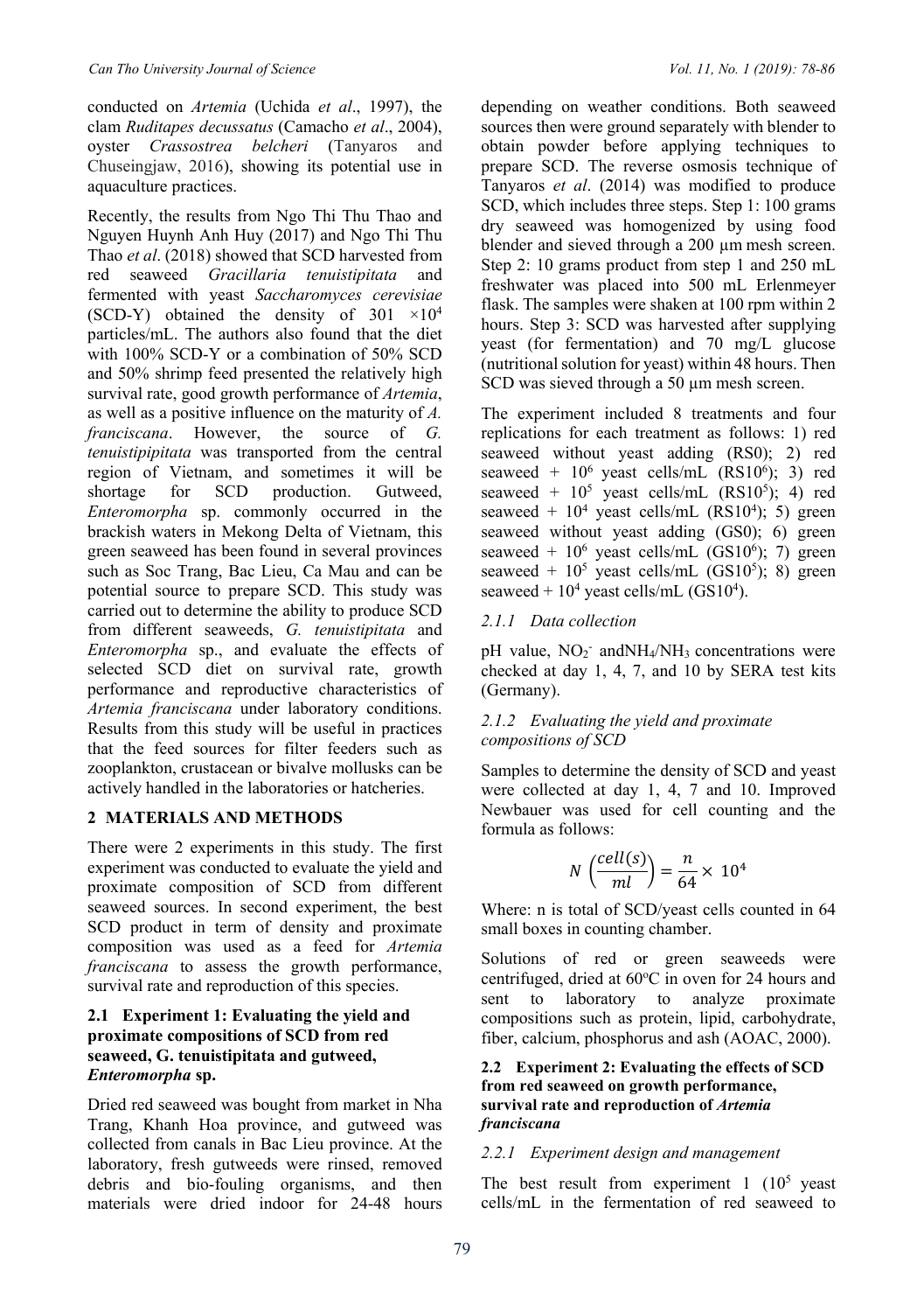conducted on *Artemia* (Uchida *et al*., 1997), the clam *Ruditapes decussatus* (Camacho *et al*., 2004), oyster *Crassostrea belcheri* (Tanyaros and Chuseingjaw, 2016), showing its potential use in aquaculture practices.

Recently, the results from Ngo Thi Thu Thao and Nguyen Huynh Anh Huy (2017) and Ngo Thi Thu Thao *et al*. (2018) showed that SCD harvested from red seaweed *Gracillaria tenuistipitata* and fermented with yeast *Saccharomyces cerevisiae* (SCD-Y) obtained the density of 301 $\times 10^4$ particles/mL. The authors also found that the diet with 100% SCD-Y or a combination of 50% SCD and 50% shrimp feed presented the relatively high survival rate, good growth performance of *Artemia*, as well as a positive influence on the maturity of *A. franciscana*. However, the source of *G. tenuistipipitata* was transported from the central region of Vietnam, and sometimes it will be shortage for SCD production. Gutweed, *Enteromorpha* sp. commonly occurred in the brackish waters in Mekong Delta of Vietnam, this green seaweed has been found in several provinces such as Soc Trang, Bac Lieu, Ca Mau and can be potential source to prepare SCD. This study was carried out to determine the ability to produce SCD from different seaweeds, *G. tenuistipitata* and *Enteromorpha* sp., and evaluate the effects of selected SCD diet on survival rate, growth performance and reproductive characteristics of *Artemia franciscana* under laboratory conditions. Results from this study will be useful in practices that the feed sources for filter feeders such as zooplankton, crustacean or bivalve mollusks can be actively handled in the laboratories or hatcheries.

## 2 MATERIALS AND METHODS

There were 2 experiments in this study. The first experiment was conducted to evaluate the yield and proximate composition of SCD from different seaweed sources. In second experiment, the best SCD product in term of density and proximate composition was used as a feed for *Artemia franciscana* to assess the growth performance, survival rate and reproduction of this species.

### 2.1 Experiment 1: Evaluating the yield and proximate compositions of SCD from red seaweed, G. tenuistipitata and gutweed, *Enteromorpha* sp.

Dried red seaweed was bought from market in Nha Trang, Khanh Hoa province, and gutweed was collected from canals in Bac Lieu province. At the laboratory, fresh gutweeds were rinsed, removed debris and bio-fouling organisms, and then materials were dried indoor for 24-48 hours depending on weather conditions. Both seaweed sources then were ground separately with blender to obtain powder before applying techniques to prepare SCD. The reverse osmosis technique of Tanyaros *et al*. (2014) was modified to produce SCD, which includes three steps. Step 1: 100 grams dry seaweed was homogenized by using food blender and sieved through a 200 µm mesh screen. Step 2: 10 grams product from step 1 and 250 mL freshwater was placed into 500 mL Erlenmeyer flask. The samples were shaken at 100 rpm within 2 hours. Step 3: SCD was harvested after supplying yeast (for fermentation) and 70 mg/L glucose (nutritional solution for yeast) within 48 hours. Then SCD was sieved through a 50 µm mesh screen.

The experiment included 8 treatments and four replications for each treatment as follows: 1) red seaweed without yeast adding (RS0); 2) red seaweed + $10^6$ yeast cells/mL (RS$10^6$); 3) red seaweed + $10^5$ yeast cells/mL (RS$10^5$); 4) red seaweed + $10^4$ yeast cells/mL (RS$10^4$); 5) green seaweed without yeast adding (GS0); 6) green seaweed + $10^6$ yeast cells/mL (GS$10^6$); 7) green seaweed + $10^5$ yeast cells/mL (GS$10^5$); 8) green seaweed + $10^4$ yeast cells/mL (GS$10^4$).

#### 2.1.1 Data collection

pH value, $NO_2^-$ and$NH_4/NH_3$ concentrations were checked at day 1, 4, 7, and 10 by SERA test kits (Germany).

#### 2.1.2 Evaluating the yield and proximate compositions of SCD

Samples to determine the density of SCD and yeast were collected at day 1, 4, 7 and 10. Improved Newbauer was used for cell counting and the formula as follows:

$$N\left(\frac{cell(s)}{ml}\right) = \frac{n}{64} \times 10^4$$

Where: n is total of SCD/yeast cells counted in 64 small boxes in counting chamber.

Solutions of red or green seaweeds were centrifuged, dried at 60$^o$C in oven for 24 hours and sent to laboratory to analyze proximate compositions such as protein, lipid, carbohydrate, fiber, calcium, phosphorus and ash (AOAC, 2000).

### 2.2 Experiment 2: Evaluating the effects of SCD from red seaweed on growth performance, survival rate and reproduction of *Artemia franciscana*

#### 2.2.1 Experiment design and management

The best result from experiment 1 ($10^5$ yeast cells/mL in the fermentation of red seaweed to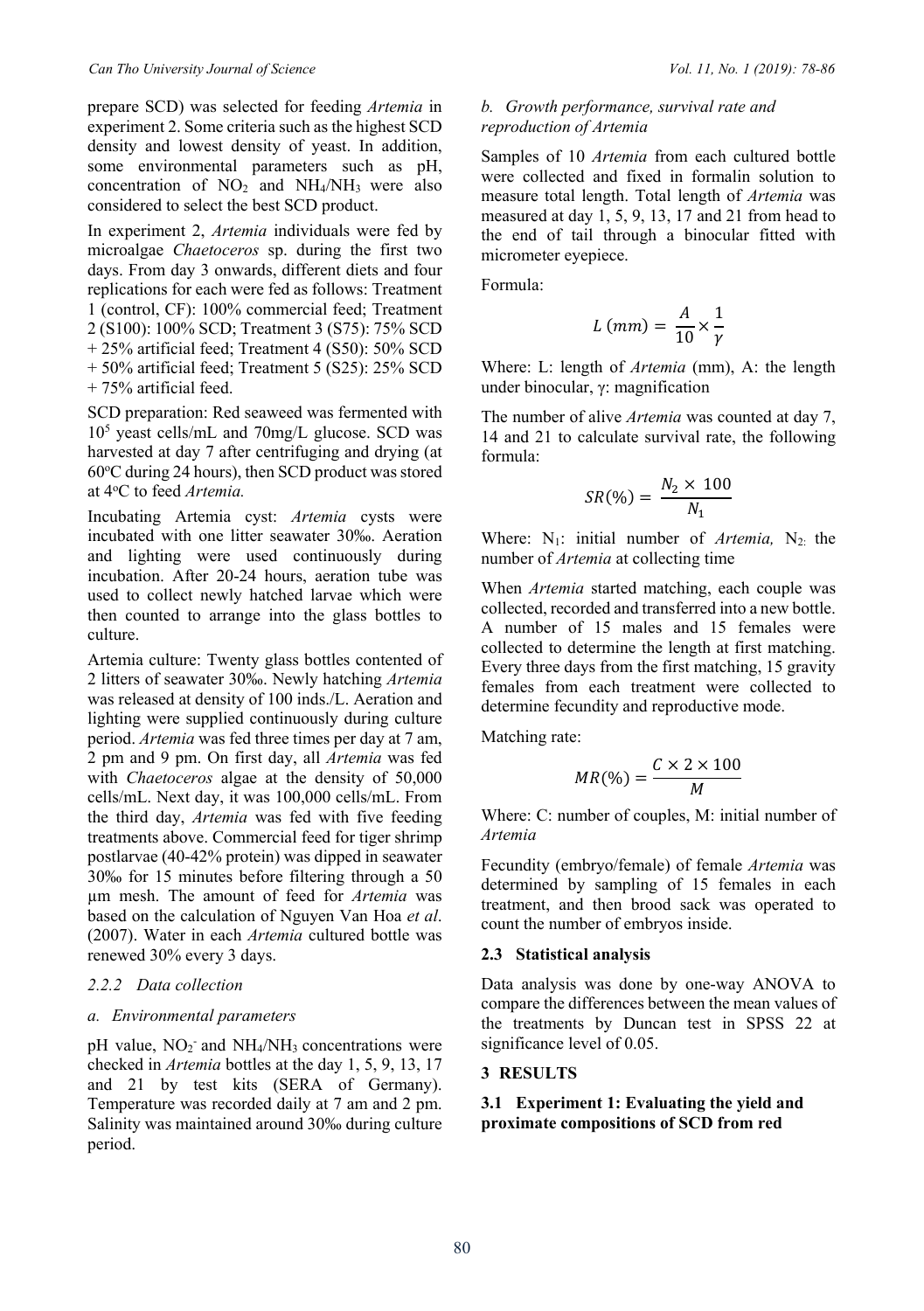prepare SCD) was selected for feeding *Artemia* in experiment 2. Some criteria such as the highest SCD density and lowest density of yeast. In addition, some environmental parameters such as pH, concentration of $NO_2$ and $NH_4/NH_3$ were also considered to select the best SCD product.

In experiment 2, *Artemia* individuals were fed by microalgae *Chaetoceros* sp. during the first two days. From day 3 onwards, different diets and four replications for each were fed as follows: Treatment 1 (control, CF): 100% commercial feed; Treatment 2 (S100): 100% SCD; Treatment 3 (S75): 75% SCD + 25% artificial feed; Treatment 4 (S50): 50% SCD + 50% artificial feed; Treatment 5 (S25): 25% SCD + 75% artificial feed.

SCD preparation: Red seaweed was fermented with $10^5$ yeast cells/mL and 70mg/L glucose. SCD was harvested at day 7 after centrifuging and drying (at 60°C during 24 hours), then SCD product was stored at 4°C to feed *Artemia.*

Incubating Artemia cyst: *Artemia* cysts were incubated with one litter seawater 30‰. Aeration and lighting were used continuously during incubation. After 20-24 hours, aeration tube was used to collect newly hatched larvae which were then counted to arrange into the glass bottles to culture.

Artemia culture: Twenty glass bottles contented of 2 litters of seawater 30‰. Newly hatching *Artemia* was released at density of 100 inds./L. Aeration and lighting were supplied continuously during culture period. *Artemia* was fed three times per day at 7 am, 2 pm and 9 pm. On first day, all *Artemia* was fed with *Chaetoceros* algae at the density of 50,000 cells/mL. Next day, it was 100,000 cells/mL. From the third day, *Artemia* was fed with five feeding treatments above. Commercial feed for tiger shrimp postlarvae (40-42% protein) was dipped in seawater 30‰ for 15 minutes before filtering through a 50 µm mesh. The amount of feed for *Artemia* was based on the calculation of Nguyen Van Hoa *et al*. (2007). Water in each *Artemia* cultured bottle was renewed 30% every 3 days.

#### 2.2.2 Data collection

*a. Environmental parameters*

pH value, $NO_2^-$ and $NH_4/NH_3$ concentrations were checked in *Artemia* bottles at the day 1, 5, 9, 13, 17 and 21 by test kits (SERA of Germany). Temperature was recorded daily at 7 am and 2 pm. Salinity was maintained around 30‰ during culture period.

*b. Growth performance, survival rate and reproduction of Artemia*

Samples of 10 *Artemia* from each cultured bottle were collected and fixed in formalin solution to measure total length. Total length of *Artemia* was measured at day 1, 5, 9, 13, 17 and 21 from head to the end of tail through a binocular fitted with micrometer eyepiece.

Formula:

$$L\,(mm) = \frac{A}{10} \times \frac{1}{\gamma}$$

Where: L: length of *Artemia* (mm), A: the length under binocular, γ: magnification

The number of alive *Artemia* was counted at day 7, 14 and 21 to calculate survival rate, the following formula:

$$SR(\%) = \frac{N_2 \times 100}{N_1}$$

Where: $N_1$: initial number of *Artemia,* $N_2$: the number of *Artemia* at collecting time

When *Artemia* started matching, each couple was collected, recorded and transferred into a new bottle. A number of 15 males and 15 females were collected to determine the length at first matching. Every three days from the first matching, 15 gravity females from each treatment were collected to determine fecundity and reproductive mode.

Matching rate:

$$MR(\%) = \frac{C \times 2 \times 100}{M}$$

Where: C: number of couples, M: initial number of *Artemia*

Fecundity (embryo/female) of female *Artemia* was determined by sampling of 15 females in each treatment, and then brood sack was operated to count the number of embryos inside.

### 2.3 Statistical analysis

Data analysis was done by one-way ANOVA to compare the differences between the mean values of the treatments by Duncan test in SPSS 22 at significance level of 0.05.

## 3 RESULTS

### 3.1 Experiment 1: Evaluating the yield and proximate compositions of SCD from red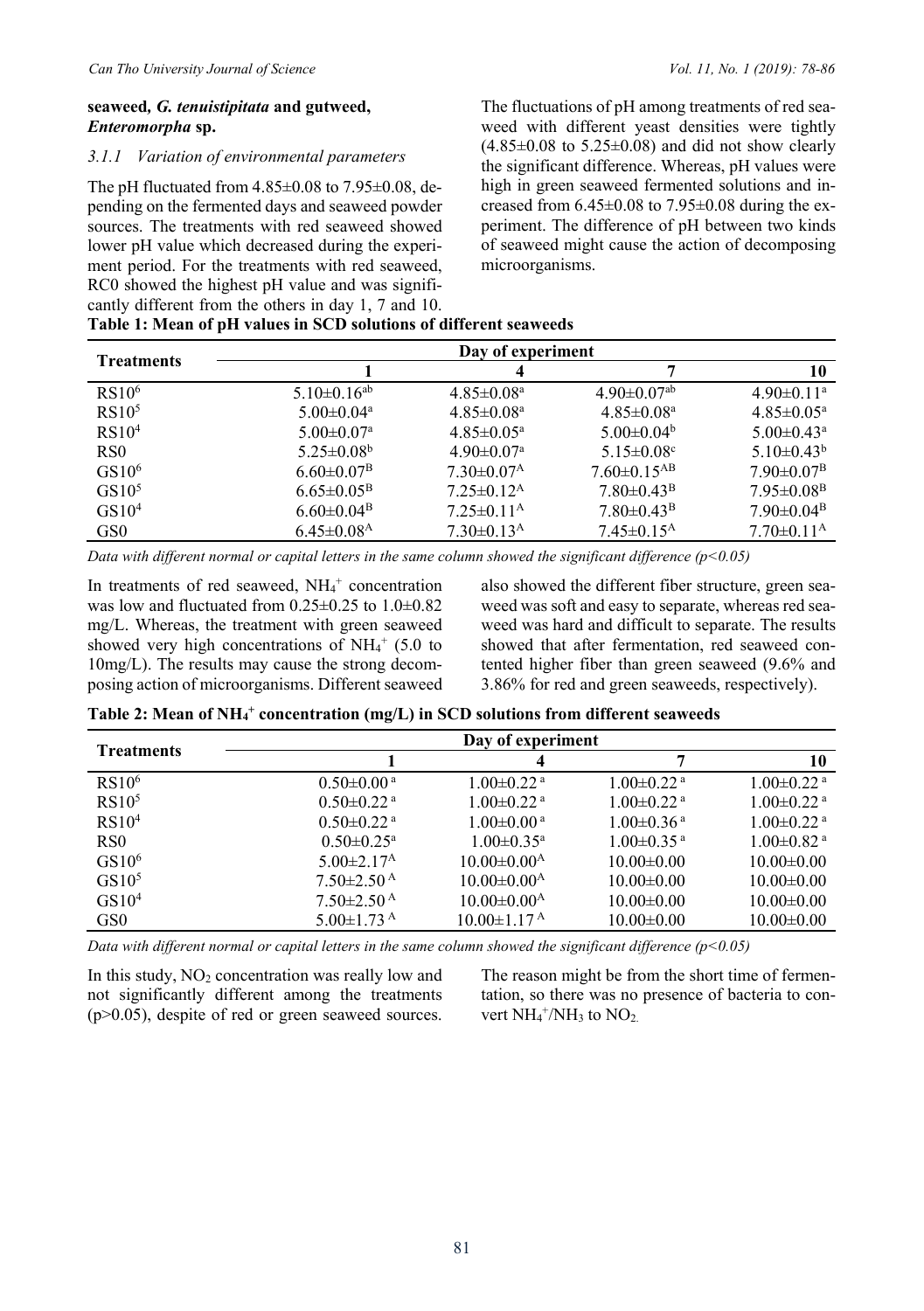**seaweed, *G. tenuistipitata* and gutweed, *Enteromorpha* sp.**

### *3.1.1 Variation of environmental parameters*

The pH fluctuated from 4.85±0.08 to 7.95±0.08, depending on the fermented days and seaweed powder sources. The treatments with red seaweed showed lower pH value which decreased during the experiment period. For the treatments with red seaweed, RC0 showed the highest pH value and was significantly different from the others in day 1, 7 and 10. The fluctuations of pH among treatments of red seaweed with different yeast densities were tightly (4.85±0.08 to 5.25±0.08) and did not show clearly the significant difference. Whereas, pH values were high in green seaweed fermented solutions and increased from 6.45±0.08 to 7.95±0.08 during the experiment. The difference of pH between two kinds of seaweed might cause the action of decomposing microorganisms.

**Table 1: Mean of pH values in SCD solutions of different seaweeds**

| Treatments | Day of experiment | | | |
|---|---|---|---|---|
| | 1 | 4 | 7 | 10 |
| $RS10^6$ | $5.10\pm0.16^{ab}$ | $4.85\pm0.08^{a}$ | $4.90\pm0.07^{ab}$ | $4.90\pm0.11^{a}$ |
| $RS10^5$ | $5.00\pm0.04^{a}$ | $4.85\pm0.08^{a}$ | $4.85\pm0.08^{a}$ | $4.85\pm0.05^{a}$ |
| $RS10^4$ | $5.00\pm0.07^{a}$ | $4.85\pm0.05^{a}$ | $5.00\pm0.04^{b}$ | $5.00\pm0.43^{a}$ |
| RS0 | $5.25\pm0.08^{b}$ | $4.90\pm0.07^{a}$ | $5.15\pm0.08^{c}$ | $5.10\pm0.43^{b}$ |
| $GS10^6$ | $6.60\pm0.07^{B}$ | $7.30\pm0.07^{A}$ | $7.60\pm0.15^{AB}$ | $7.90\pm0.07^{B}$ |
| $GS10^5$ | $6.65\pm0.05^{B}$ | $7.25\pm0.12^{A}$ | $7.80\pm0.43^{B}$ | $7.95\pm0.08^{B}$ |
| $GS10^4$ | $6.60\pm0.04^{B}$ | $7.25\pm0.11^{A}$ | $7.80\pm0.43^{B}$ | $7.90\pm0.04^{B}$ |
| GS0 | $6.45\pm0.08^{A}$ | $7.30\pm0.13^{A}$ | $7.45\pm0.15^{A}$ | $7.70\pm0.11^{A}$ |

*Data with different normal or capital letters in the same column showed the significant difference ($p<0.05$)*

In treatments of red seaweed, $NH_4^+$ concentration was low and fluctuated from 0.25±0.25 to 1.0±0.82 mg/L. Whereas, the treatment with green seaweed showed very high concentrations of $NH_4^+$ (5.0 to 10mg/L). The results may cause the strong decomposing action of microorganisms. Different seaweed also showed the different fiber structure, green seaweed was soft and easy to separate, whereas red seaweed was hard and difficult to separate. The results showed that after fermentation, red seaweed contented higher fiber than green seaweed (9.6% and 3.86% for red and green seaweeds, respectively).

**Table 2: Mean of $NH_4^+$ concentration (mg/L) in SCD solutions from different seaweeds**

| Treatments | Day of experiment | | | |
|---|---|---|---|---|
| | 1 | 4 | 7 | 10 |
| $RS10^6$ | $0.50\pm0.00^{a}$ | $1.00\pm0.22^{a}$ | $1.00\pm0.22^{a}$ | $1.00\pm0.22^{a}$ |
| $RS10^5$ | $0.50\pm0.22^{a}$ | $1.00\pm0.22^{a}$ | $1.00\pm0.22^{a}$ | $1.00\pm0.22^{a}$ |
| $RS10^4$ | $0.50\pm0.22^{a}$ | $1.00\pm0.00^{a}$ | $1.00\pm0.36^{a}$ | $1.00\pm0.22^{a}$ |
| RS0 | $0.50\pm0.25^{a}$ | $1.00\pm0.35^{a}$ | $1.00\pm0.35^{a}$ | $1.00\pm0.82^{a}$ |
| $GS10^6$ | $5.00\pm2.17^{A}$ | $10.00\pm0.00^{A}$ | 10.00±0.00 | 10.00±0.00 |
| $GS10^5$ | $7.50\pm2.50^{A}$ | $10.00\pm0.00^{A}$ | 10.00±0.00 | 10.00±0.00 |
| $GS10^4$ | $7.50\pm2.50^{A}$ | $10.00\pm0.00^{A}$ | 10.00±0.00 | 10.00±0.00 |
| GS0 | $5.00\pm1.73^{A}$ | $10.00\pm1.17^{A}$ | 10.00±0.00 | 10.00±0.00 |

*Data with different normal or capital letters in the same column showed the significant difference ($p<0.05$)*

In this study, $NO_2$ concentration was really low and not significantly different among the treatments ($p>0.05$), despite of red or green seaweed sources. The reason might be from the short time of fermentation, so there was no presence of bacteria to convert $NH_4^+/NH_3$ to $NO_2$.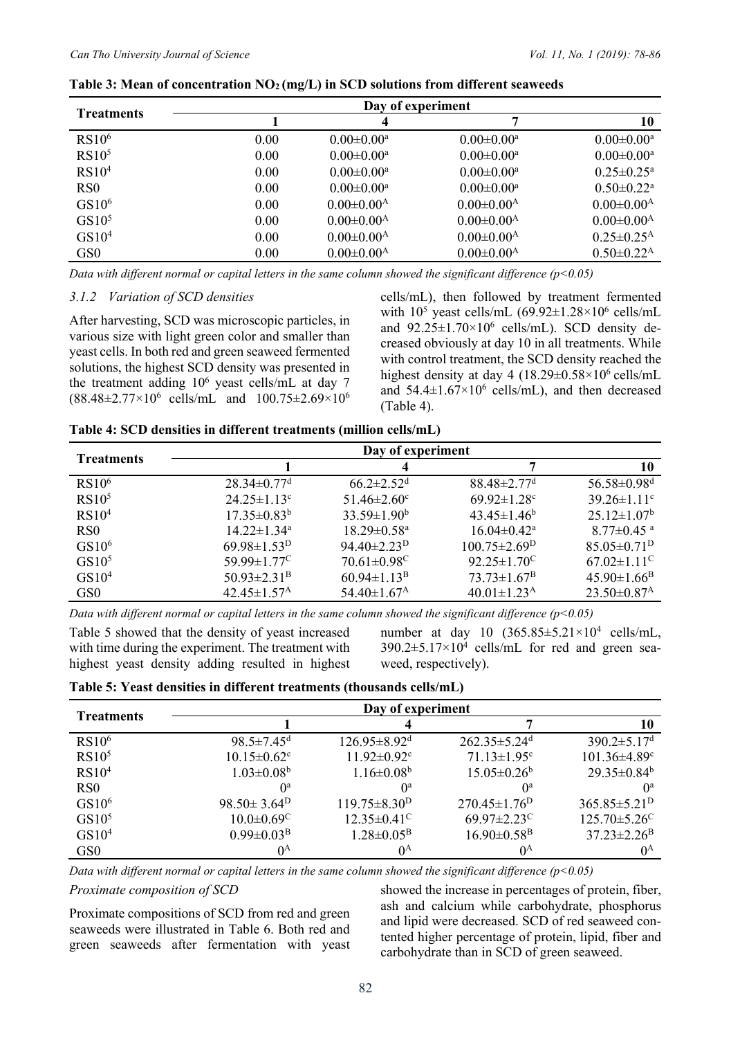**Table 3: Mean of concentration $NO_2$ (mg/L) in SCD solutions from different seaweeds**

| Treatments | Day of experiment | | | |
|---|---|---|---|---|
| | 1 | 4 | 7 | 10 |
| $RS10^6$ | 0.00 | $0.00\pm0.00^a$ | $0.00\pm0.00^a$ | $0.00\pm0.00^a$ |
| $RS10^5$ | 0.00 | $0.00\pm0.00^a$ | $0.00\pm0.00^a$ | $0.00\pm0.00^a$ |
| $RS10^4$ | 0.00 | $0.00\pm0.00^a$ | $0.00\pm0.00^a$ | $0.25\pm0.25^a$ |
| RS0 | 0.00 | $0.00\pm0.00^a$ | $0.00\pm0.00^a$ | $0.50\pm0.22^a$ |
| $GS10^6$ | 0.00 | $0.00\pm0.00^A$ | $0.00\pm0.00^A$ | $0.00\pm0.00^A$ |
| $GS10^5$ | 0.00 | $0.00\pm0.00^A$ | $0.00\pm0.00^A$ | $0.00\pm0.00^A$ |
| $GS10^4$ | 0.00 | $0.00\pm0.00^A$ | $0.00\pm0.00^A$ | $0.25\pm0.25^A$ |
| GS0 | 0.00 | $0.00\pm0.00^A$ | $0.00\pm0.00^A$ | $0.50\pm0.22^A$ |

*Data with different normal or capital letters in the same column showed the significant difference ($p<0.05$)*

### *3.1.2 Variation of SCD densities*

After harvesting, SCD was microscopic particles, in various size with light green color and smaller than yeast cells. In both red and green seaweed fermented solutions, the highest SCD density was presented in the treatment adding $10^6$ yeast cells/mL at day 7 ($88.48\pm2.77\times10^6$ cells/mL and $100.75\pm2.69\times10^6$ cells/mL), then followed by treatment fermented with $10^5$ yeast cells/mL ($69.92\pm1.28\times10^6$ cells/mL and $92.25\pm1.70\times10^6$ cells/mL). SCD density decreased obviously at day 10 in all treatments. While with control treatment, the SCD density reached the highest density at day 4 ($18.29\pm0.58\times10^6$ cells/mL and $54.4\pm1.67\times10^6$ cells/mL), and then decreased (Table 4).

**Table 4: SCD densities in different treatments (million cells/mL)**

| Treatments | Day of experiment | | | |
|---|---|---|---|---|
| | 1 | 4 | 7 | 10 |
| $RS10^6$ | $28.34\pm0.77^d$ | $66.2\pm2.52^d$ | $88.48\pm2.77^d$ | $56.58\pm0.98^d$ |
| $RS10^5$ | $24.25\pm1.13^c$ | $51.46\pm2.60^c$ | $69.92\pm1.28^c$ | $39.26\pm1.11^c$ |
| $RS10^4$ | $17.35\pm0.83^b$ | $33.59\pm1.90^b$ | $43.45\pm1.46^b$ | $25.12\pm1.07^b$ |
| RS0 | $14.22\pm1.34^a$ | $18.29\pm0.58^a$ | $16.04\pm0.42^a$ | $8.77\pm0.45^a$ |
| $GS10^6$ | $69.98\pm1.53^D$ | $94.40\pm2.23^D$ | $100.75\pm2.69^D$ | $85.05\pm0.71^D$ |
| $GS10^5$ | $59.99\pm1.77^C$ | $70.61\pm0.98^C$ | $92.25\pm1.70^C$ | $67.02\pm1.11^C$ |
| $GS10^4$ | $50.93\pm2.31^B$ | $60.94\pm1.13^B$ | $73.73\pm1.67^B$ | $45.90\pm1.66^B$ |
| GS0 | $42.45\pm1.57^A$ | $54.40\pm1.67^A$ | $40.01\pm1.23^A$ | $23.50\pm0.87^A$ |

*Data with different normal or capital letters in the same column showed the significant difference ($p<0.05$)*

Table 5 showed that the density of yeast increased with time during the experiment. The treatment with highest yeast density adding resulted in highest number at day 10 ($365.85\pm5.21\times10^4$ cells/mL, $390.2\pm5.17\times10^4$ cells/mL for red and green seaweed, respectively).

**Table 5: Yeast densities in different treatments (thousands cells/mL)**

| Treatments | Day of experiment | | | |
|---|---|---|---|---|
| | 1 | 4 | 7 | 10 |
| $RS10^6$ | $98.5\pm7.45^d$ | $126.95\pm8.92^d$ | $262.35\pm5.24^d$ | $390.2\pm5.17^d$ |
| $RS10^5$ | $10.15\pm0.62^c$ | $11.92\pm0.92^c$ | $71.13\pm1.95^c$ | $101.36\pm4.89^c$ |
| $RS10^4$ | $1.03\pm0.08^b$ | $1.16\pm0.08^b$ | $15.05\pm0.26^b$ | $29.35\pm0.84^b$ |
| RS0 | $0^a$ | $0^a$ | $0^a$ | $0^a$ |
| $GS10^6$ | $98.50\pm3.64^D$ | $119.75\pm8.30^D$ | $270.45\pm1.76^D$ | $365.85\pm5.21^D$ |
| $GS10^5$ | $10.0\pm0.69^C$ | $12.35\pm0.41^C$ | $69.97\pm2.23^C$ | $125.70\pm5.26^C$ |
| $GS10^4$ | $0.99\pm0.03^B$ | $1.28\pm0.05^B$ | $16.90\pm0.58^B$ | $37.23\pm2.26^B$ |
| GS0 | $0^A$ | $0^A$ | $0^A$ | $0^A$ |

*Data with different normal or capital letters in the same column showed the significant difference ($p<0.05$)*

*Proximate composition of SCD*

Proximate compositions of SCD from red and green seaweeds were illustrated in Table 6. Both red and green seaweeds after fermentation with yeast showed the increase in percentages of protein, fiber, ash and calcium while carbohydrate, phosphorus and lipid were decreased. SCD of red seaweed contented higher percentage of protein, lipid, fiber and carbohydrate than in SCD of green seaweed.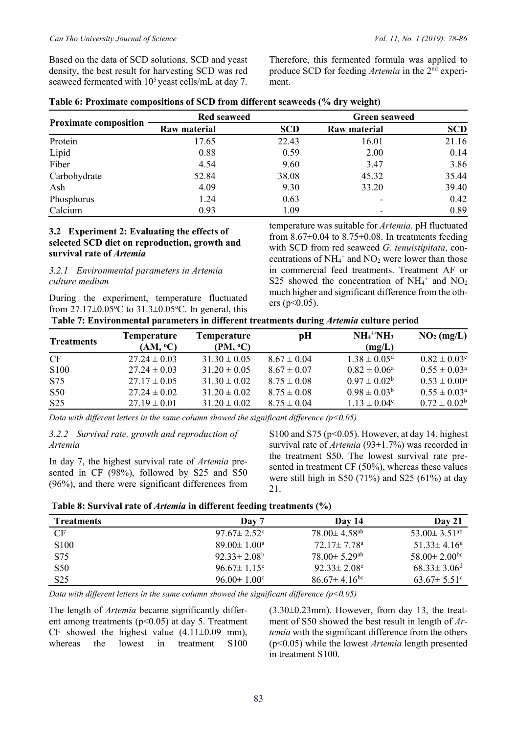Based on the data of SCD solutions, SCD and yeast density, the best result for harvesting SCD was red seaweed fermented with $10^5$ yeast cells/mL at day 7. Therefore, this fermented formula was applied to produce SCD for feeding *Artemia* in the 2[nd] experiment.

**Table 6: Proximate compositions of SCD from different seaweeds (% dry weight)**

| Proximate composition | Red seaweed | | Green seaweed | |
|---|---|---|---|---|
| | Raw material | SCD | Raw material | SCD |
| Protein | 17.65 | 22.43 | 16.01 | 21.16 |
| Lipid | 0.88 | 0.59 | 2.00 | 0.14 |
| Fiber | 4.54 | 9.60 | 3.47 | 3.86 |
| Carbohydrate | 52.84 | 38.08 | 45.32 | 35.44 |
| Ash | 4.09 | 9.30 | 33.20 | 39.40 |
| Phosphorus | 1.24 | 0.63 | - | 0.42 |
| Calcium | 0.93 | 1.09 | - | 0.89 |

### 3.2 Experiment 2: Evaluating the effects of selected SCD diet on reproduction, growth and survival rate of *Artemia*

#### 3.2.1 Environmental parameters in Artemia culture medium

During the experiment, temperature fluctuated from 27.17±0.05°C to 31.3±0.05°C. In general, this temperature was suitable for *Artemia.* pH fluctuated from 8.67±0.04 to 8.75±0.08. In treatments feeding with SCD from red seaweed *G. tenuistipitata*, concentrations of $NH_4^+$ and $NO_2$ were lower than those in commercial feed treatments. Treatment AF or S25 showed the concentration of $NH_4^+$ and $NO_2$ much higher and significant difference from the others ($p<0.05$).

**Table 7: Environmental parameters in different treatments during *Artemia* culture period**

| Treatments | Temperature (AM, °C) | Temperature (PM, °C) | pH | $NH_4^+/NH_3$ (mg/L) | $NO_2$ (mg/L) |
|---|---|---|---|---|---|
| CF | 27.24 ± 0.03 | 31.30 ± 0.05 | 8.67 ± 0.04 | 1.38 ± 0.05[d] | 0.82 ± 0.03[c] |
| S100 | 27.24 ± 0.03 | 31.20 ± 0.05 | 8.67 ± 0.07 | 0.82 ± 0.06[a] | 0.55 ± 0.03[a] |
| S75 | 27.17 ± 0.05 | 31.30 ± 0.02 | 8.75 ± 0.08 | 0.97 ± 0.02[b] | 0.53 ± 0.00[a] |
| S50 | 27.24 ± 0.02 | 31.20 ± 0.02 | 8.75 ± 0.08 | 0.98 ± 0.03[b] | 0.55 ± 0.03[a] |
| S25 | 27.19 ± 0.01 | 31.20 ± 0.02 | 8.75 ± 0.04 | 1.13 ± 0.04[c] | 0.72 ± 0.02[b] |

*Data with different letters in the same column showed the significant difference ($p<0.05$)*

#### 3.2.2 Survival rate, growth and reproduction of *Artemia*

In day 7, the highest survival rate of *Artemia* presented in CF (98%), followed by S25 and S50 (96%), and there were significant differences from S100 and S75 ($p<0.05$). However, at day 14, highest survival rate of *Artemia* (93±1.7%) was recorded in the treatment S50. The lowest survival rate presented in treatment CF (50%), whereas these values were still high in S50 (71%) and S25 (61%) at day 21.

**Table 8: Survival rate of *Artemia* in different feeding treatments (%)**

| Treatments | Day 7 | Day 14 | Day 21 |
|---|---|---|---|
| CF | 97.67± 2.52[c] | 78.00± 4.58[ab] | 53.00± 3.51[ab] |
| S100 | 89.00± 1.00[a] | 72.17± 7.78[a] | 51.33± 4.16[a] |
| S75 | 92.33± 2.08[b] | 78.00± 5.29[ab] | 58.00± 2.00[bc] |
| S50 | 96.67± 1.15[c] | 92.33± 2.08[c] | 68.33± 3.06[d] |
| S25 | 96.00± 1.00[c] | 86.67± 4.16[bc] | 63.67± 5.51[c] |

*Data with different letters in the same column showed the significant difference ($p<0.05$)*

The length of *Artemia* became significantly different among treatments ($p<0.05$) at day 5. Treatment CF showed the highest value (4.11±0.09 mm), whereas the lowest in treatment S100 (3.30±0.23mm). However, from day 13, the treatment of S50 showed the best result in length of *Artemia* with the significant difference from the others ($p<0.05$) while the lowest *Artemia* length presented in treatment S100.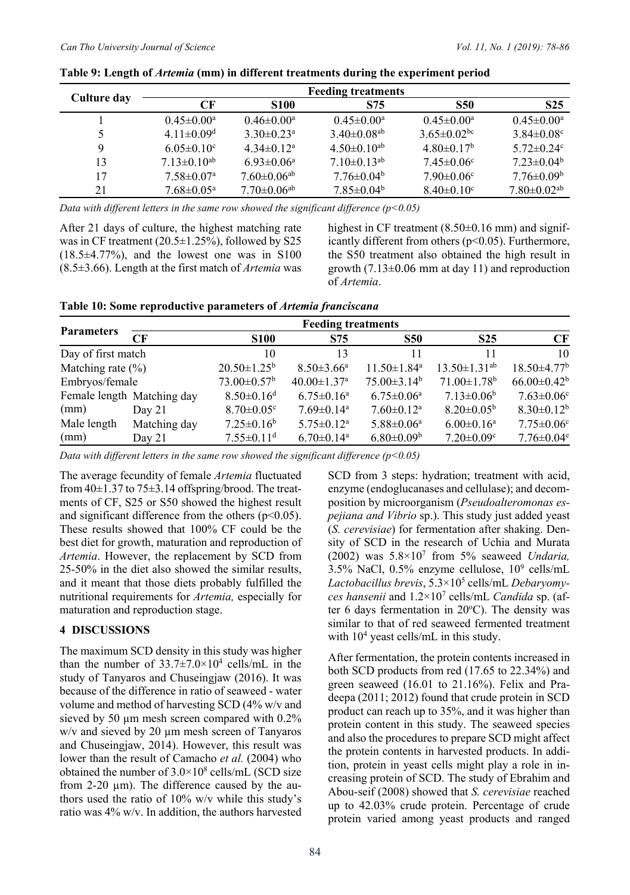**Table 9: Length of *Artemia* (mm) in different treatments during the experiment period**

| Culture day | Feeding treatments | | | | |
|---|---|---|---|---|---|
| | CF | S100 | S75 | S50 | S25 |
| 1 | $0.45{\pm}0.00^{a}$ | $0.46{\pm}0.00^{a}$ | $0.45{\pm}0.00^{a}$ | $0.45{\pm}0.00^{a}$ | $0.45{\pm}0.00^{a}$ |
| 5 | $4.11{\pm}0.09^{d}$ | $3.30{\pm}0.23^{a}$ | $3.40{\pm}0.08^{ab}$ | $3.65{\pm}0.02^{bc}$ | $3.84{\pm}0.08^{c}$ |
| 9 | $6.05{\pm}0.10^{c}$ | $4.34{\pm}0.12^{a}$ | $4.50{\pm}0.10^{ab}$ | $4.80{\pm}0.17^{b}$ | $5.72{\pm}0.24^{c}$ |
| 13 | $7.13{\pm}0.10^{ab}$ | $6.93{\pm}0.06^{a}$ | $7.10{\pm}0.13^{ab}$ | $7.45{\pm}0.06^{c}$ | $7.23{\pm}0.04^{b}$ |
| 17 | $7.58{\pm}0.07^{a}$ | $7.60{\pm}0.06^{ab}$ | $7.76{\pm}0.04^{b}$ | $7.90{\pm}0.06^{c}$ | $7.76{\pm}0.09^{b}$ |
| 21 | $7.68{\pm}0.05^{a}$ | $7.70{\pm}0.06^{ab}$ | $7.85{\pm}0.04^{b}$ | $8.40{\pm}0.10^{c}$ | $7.80{\pm}0.02^{ab}$ |

*Data with different letters in the same row showed the significant difference (p<0.05)*

After 21 days of culture, the highest matching rate was in CF treatment (20.5±1.25%), followed by S25 (18.5±4.77%), and the lowest one was in S100 (8.5±3.66). Length at the first match of *Artemia* was highest in CF treatment (8.50±0.16 mm) and significantly different from others (p<0.05). Furthermore, the S50 treatment also obtained the high result in growth (7.13±0.06 mm at day 11) and reproduction of *Artemia*.

**Table 10: Some reproductive parameters of *Artemia franciscana***

| Parameters | | Feeding treatments | | | | |
|---|---|---|---|---|---|---|
| | | CF | S100 | S75 | S50 | S25 |
| Day of first match | | 10 | 13 | 11 | 11 | 10 |
| Matching rate (%) | | $20.50{\pm}1.25^{b}$ | $8.50{\pm}3.66^{a}$ | $11.50{\pm}1.84^{a}$ | $13.50{\pm}1.31^{ab}$ | $18.50{\pm}4.77^{b}$ |
| Embryos/female | | $73.00{\pm}0.57^{b}$ | $40.00{\pm}1.37^{a}$ | $75.00{\pm}3.14^{b}$ | $71.00{\pm}1.78^{b}$ | $66.00{\pm}0.42^{b}$ |
| Female length (mm) | Matching day | $8.50{\pm}0.16^{d}$ | $6.75{\pm}0.16^{a}$ | $6.75{\pm}0.06^{a}$ | $7.13{\pm}0.06^{b}$ | $7.63{\pm}0.06^{c}$ |
| | Day 21 | $8.70{\pm}0.05^{c}$ | $7.69{\pm}0.14^{a}$ | $7.60{\pm}0.12^{a}$ | $8.20{\pm}0.05^{b}$ | $8.30{\pm}0.12^{b}$ |
| Male length (mm) | Matching day | $7.25{\pm}0.16^{b}$ | $5.75{\pm}0.12^{a}$ | $5.88{\pm}0.06^{a}$ | $6.00{\pm}0.16^{a}$ | $7.75{\pm}0.06^{c}$ |
| | Day 21 | $7.55{\pm}0.11^{d}$ | $6.70{\pm}0.14^{a}$ | $6.80{\pm}0.09^{b}$ | $7.20{\pm}0.09^{c}$ | $7.76{\pm}0.04^{e}$ |

*Data with different letters in the same row showed the significant difference (p<0.05)*

The average fecundity of female *Artemia* fluctuated from 40±1.37 to 75±3.14 offspring/brood. The treatments of CF, S25 or S50 showed the highest result and significant difference from the others (p<0.05). These results showed that 100% CF could be the best diet for growth, maturation and reproduction of *Artemia*. However, the replacement by SCD from 25-50% in the diet also showed the similar results, and it meant that those diets probably fulfilled the nutritional requirements for *Artemia,* especially for maturation and reproduction stage.

## 4 DISCUSSIONS

The maximum SCD density in this study was higher than the number of $33.7{\pm}7.0{\times}10^{4}$ cells/mL in the study of Tanyaros and Chuseingjaw (2016). It was because of the difference in ratio of seaweed - water volume and method of harvesting SCD (4% w/v and sieved by 50 µm mesh screen compared with 0.2% w/v and sieved by 20 µm mesh screen of Tanyaros and Chuseingjaw, 2014). However, this result was lower than the result of Camacho *et al.* (2004) who obtained the number of $3.0{\times}10^{8}$ cells/mL (SCD size from 2-20 µm). The difference caused by the authors used the ratio of 10% w/v while this study's ratio was 4% w/v. In addition, the authors harvested SCD from 3 steps: hydration; treatment with acid, enzyme (endoglucanases and cellulase); and decomposition by microorganism (*Pseudoalteromonas espejiana and Vibrio* sp.). This study just added yeast (*S. cerevisiae*) for fermentation after shaking. Density of SCD in the research of Uchia and Murata (2002) was $5.8{\times}10^{7}$ from 5% seaweed *Undaria,* 3.5% NaCl, 0.5% enzyme cellulose, $10^{9}$ cells/mL *Lactobacillus brevis*, $5.3{\times}10^{5}$ cells/mL *Debaryomyces hansenii* and $1.2{\times}10^{7}$ cells/mL *Candida* sp. (after 6 days fermentation in 20°C). The density was similar to that of red seaweed fermented treatment with $10^{4}$ yeast cells/mL in this study.

After fermentation, the protein contents increased in both SCD products from red (17.65 to 22.34%) and green seaweed (16.01 to 21.16%). Felix and Pradeepa (2011; 2012) found that crude protein in SCD product can reach up to 35%, and it was higher than protein content in this study. The seaweed species and also the procedures to prepare SCD might affect the protein contents in harvested products. In addition, protein in yeast cells might play a role in increasing protein of SCD. The study of Ebrahim and Abou-seif (2008) showed that *S. cerevisiae* reached up to 42.03% crude protein. Percentage of crude protein varied among yeast products and ranged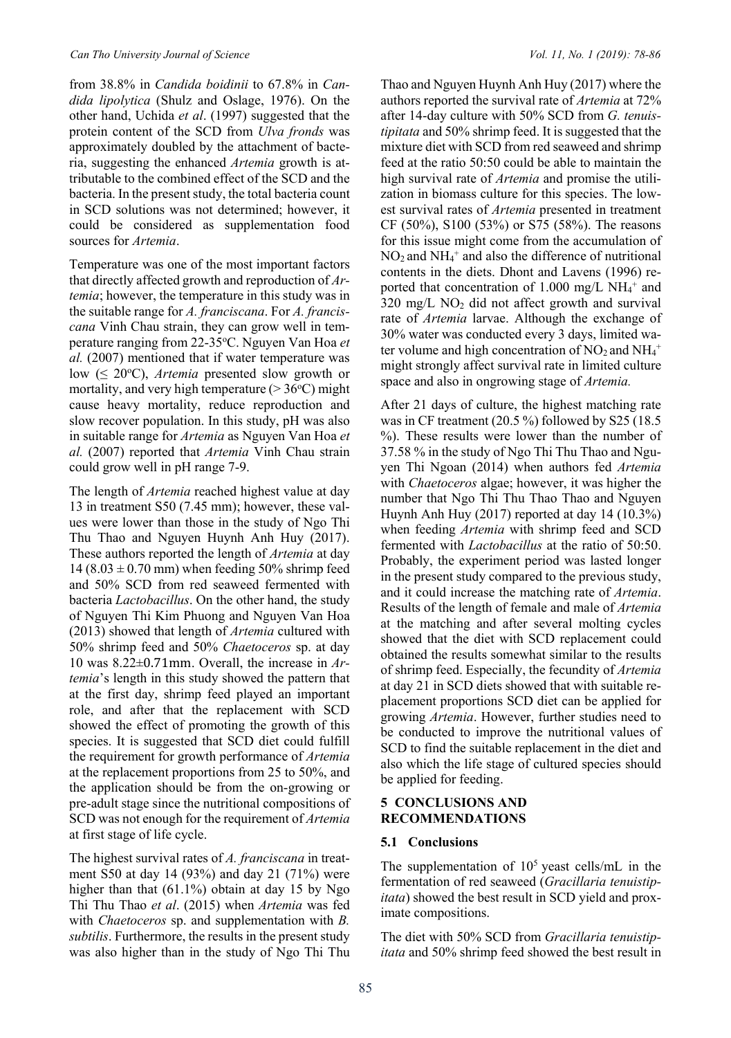from 38.8% in *Candida boidinii* to 67.8% in *Candida lipolytica* (Shulz and Oslage, 1976). On the other hand, Uchida *et al*. (1997) suggested that the protein content of the SCD from *Ulva fronds* was approximately doubled by the attachment of bacteria, suggesting the enhanced *Artemia* growth is attributable to the combined effect of the SCD and the bacteria. In the present study, the total bacteria count in SCD solutions was not determined; however, it could be considered as supplementation food sources for *Artemia*.

Temperature was one of the most important factors that directly affected growth and reproduction of *Artemia*; however, the temperature in this study was in the suitable range for *A. franciscana*. For *A. franciscana* Vinh Chau strain, they can grow well in temperature ranging from 22-35°C. Nguyen Van Hoa *et al.* (2007) mentioned that if water temperature was low (≤ 20°C), *Artemia* presented slow growth or mortality, and very high temperature (> 36°C) might cause heavy mortality, reduce reproduction and slow recover population. In this study, pH was also in suitable range for *Artemia* as Nguyen Van Hoa *et al.* (2007) reported that *Artemia* Vinh Chau strain could grow well in pH range 7-9.

The length of *Artemia* reached highest value at day 13 in treatment S50 (7.45 mm); however, these values were lower than those in the study of Ngo Thi Thu Thao and Nguyen Huynh Anh Huy (2017). These authors reported the length of *Artemia* at day 14 (8.03 ± 0.70 mm) when feeding 50% shrimp feed and 50% SCD from red seaweed fermented with bacteria *Lactobacillus*. On the other hand, the study of Nguyen Thi Kim Phuong and Nguyen Van Hoa (2013) showed that length of *Artemia* cultured with 50% shrimp feed and 50% *Chaetoceros* sp. at day 10 was 8.22±0.71mm. Overall, the increase in *Artemia*'s length in this study showed the pattern that at the first day, shrimp feed played an important role, and after that the replacement with SCD showed the effect of promoting the growth of this species. It is suggested that SCD diet could fulfill the requirement for growth performance of *Artemia* at the replacement proportions from 25 to 50%, and the application should be from the on-growing or pre-adult stage since the nutritional compositions of SCD was not enough for the requirement of *Artemia* at first stage of life cycle.

The highest survival rates of *A. franciscana* in treatment S50 at day 14 (93%) and day 21 (71%) were higher than that (61.1%) obtain at day 15 by Ngo Thi Thu Thao *et al*. (2015) when *Artemia* was fed with *Chaetoceros* sp. and supplementation with *B. subtilis*. Furthermore, the results in the present study was also higher than in the study of Ngo Thi Thu Thao and Nguyen Huynh Anh Huy (2017) where the authors reported the survival rate of *Artemia* at 72% after 14-day culture with 50% SCD from *G. tenuistipitata* and 50% shrimp feed. It is suggested that the mixture diet with SCD from red seaweed and shrimp feed at the ratio 50:50 could be able to maintain the high survival rate of *Artemia* and promise the utilization in biomass culture for this species. The lowest survival rates of *Artemia* presented in treatment CF (50%), S100 (53%) or S75 (58%). The reasons for this issue might come from the accumulation of $NO_2$ and $NH_4^+$ and also the difference of nutritional contents in the diets. Dhont and Lavens (1996) reported that concentration of 1.000 mg/L $NH_4^+$ and 320 mg/L $NO_2$ did not affect growth and survival rate of *Artemia* larvae. Although the exchange of 30% water was conducted every 3 days, limited water volume and high concentration of $NO_2$ and $NH_4^+$ might strongly affect survival rate in limited culture space and also in ongrowing stage of *Artemia.*

After 21 days of culture, the highest matching rate was in CF treatment (20.5 %) followed by S25 (18.5 %). These results were lower than the number of 37.58 % in the study of Ngo Thi Thu Thao and Nguyen Thi Ngoan (2014) when authors fed *Artemia* with *Chaetoceros* algae; however, it was higher the number that Ngo Thi Thu Thao Thao and Nguyen Huynh Anh Huy (2017) reported at day 14 (10.3%) when feeding *Artemia* with shrimp feed and SCD fermented with *Lactobacillus* at the ratio of 50:50. Probably, the experiment period was lasted longer in the present study compared to the previous study, and it could increase the matching rate of *Artemia*. Results of the length of female and male of *Artemia* at the matching and after several molting cycles showed that the diet with SCD replacement could obtained the results somewhat similar to the results of shrimp feed. Especially, the fecundity of *Artemia* at day 21 in SCD diets showed that with suitable replacement proportions SCD diet can be applied for growing *Artemia*. However, further studies need to be conducted to improve the nutritional values of SCD to find the suitable replacement in the diet and also which the life stage of cultured species should be applied for feeding.

## 5 CONCLUSIONS AND RECOMMENDATIONS

### 5.1 Conclusions

The supplementation of $10^5$ yeast cells/mL in the fermentation of red seaweed (*Gracillaria tenuistipitata*) showed the best result in SCD yield and proximate compositions.

The diet with 50% SCD from *Gracillaria tenuistipitata* and 50% shrimp feed showed the best result in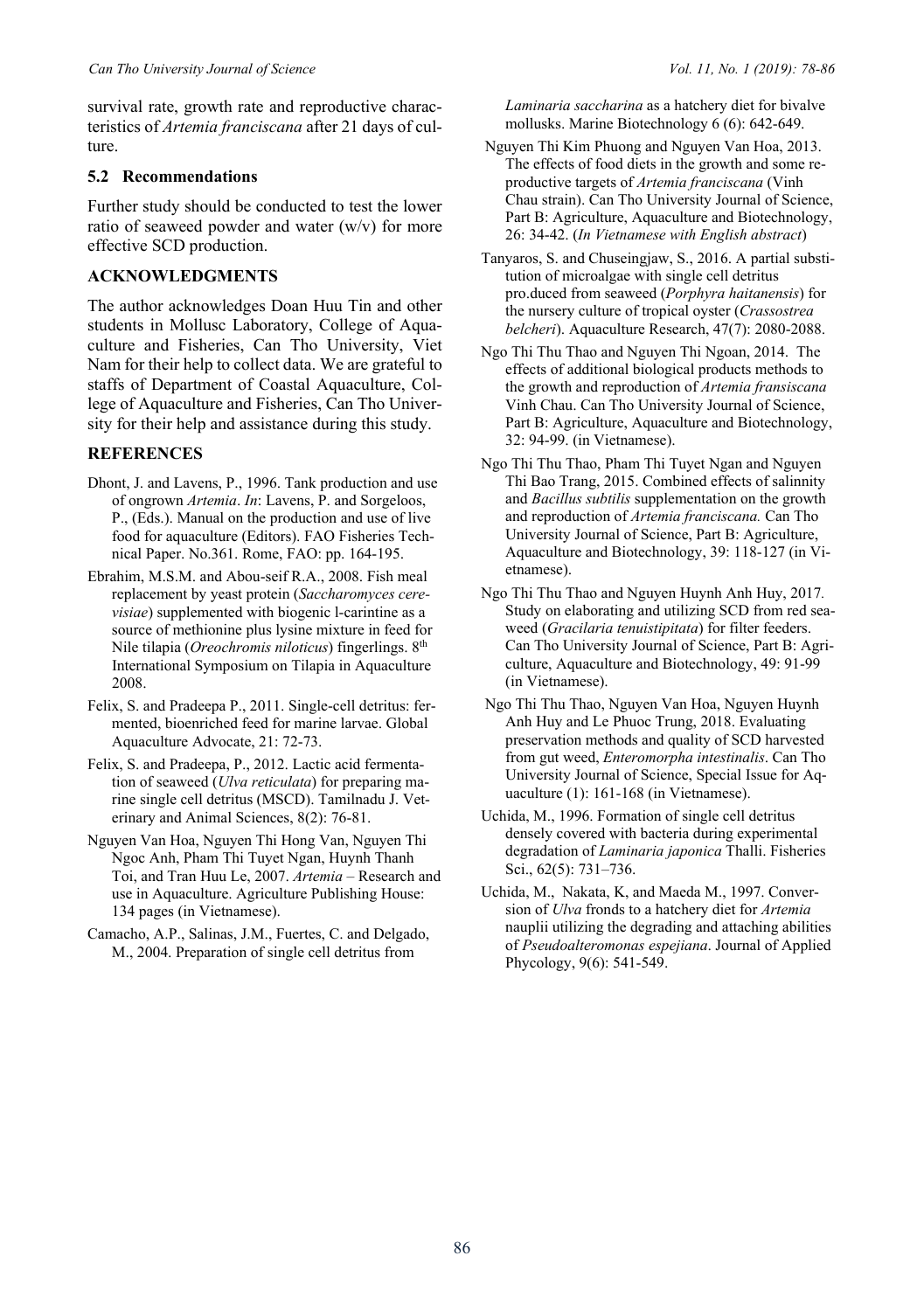survival rate, growth rate and reproductive characteristics of *Artemia franciscana* after 21 days of culture.

### 5.2 Recommendations

Further study should be conducted to test the lower ratio of seaweed powder and water (w/v) for more effective SCD production.

## ACKNOWLEDGMENTS

The author acknowledges Doan Huu Tin and other students in Mollusc Laboratory, College of Aquaculture and Fisheries, Can Tho University, Viet Nam for their help to collect data. We are grateful to staffs of Department of Coastal Aquaculture, College of Aquaculture and Fisheries, Can Tho University for their help and assistance during this study.

## REFERENCES

Dhont, J. and Lavens, P., 1996. Tank production and use of ongrown *Artemia*. *In*: Lavens, P. and Sorgeloos, P., (Eds.). Manual on the production and use of live food for aquaculture (Editors). FAO Fisheries Technical Paper. No.361. Rome, FAO: pp. 164-195.

Ebrahim, M.S.M. and Abou-seif R.A., 2008. Fish meal replacement by yeast protein (*Saccharomyces cerevisiae*) supplemented with biogenic l-carintine as a source of methionine plus lysine mixture in feed for Nile tilapia (*Oreochromis niloticus*) fingerlings. 8th International Symposium on Tilapia in Aquaculture 2008.

Felix, S. and Pradeepa P., 2011. Single-cell detritus: fermented, bioenriched feed for marine larvae. Global Aquaculture Advocate, 21: 72-73.

Felix, S. and Pradeepa, P., 2012. Lactic acid fermentation of seaweed (*Ulva reticulata*) for preparing marine single cell detritus (MSCD). Tamilnadu J. Veterinary and Animal Sciences, 8(2): 76-81.

Nguyen Van Hoa, Nguyen Thi Hong Van, Nguyen Thi Ngoc Anh, Pham Thi Tuyet Ngan, Huynh Thanh Toi, and Tran Huu Le, 2007. *Artemia* – Research and use in Aquaculture. Agriculture Publishing House: 134 pages (in Vietnamese).

Camacho, A.P., Salinas, J.M., Fuertes, C. and Delgado, M., 2004. Preparation of single cell detritus from *Laminaria saccharina* as a hatchery diet for bivalve mollusks. Marine Biotechnology 6 (6): 642-649.

Nguyen Thi Kim Phuong and Nguyen Van Hoa, 2013. The effects of food diets in the growth and some reproductive targets of *Artemia franciscana* (Vinh Chau strain). Can Tho University Journal of Science, Part B: Agriculture, Aquaculture and Biotechnology, 26: 34-42. (*In Vietnamese with English abstract*)

Tanyaros, S. and Chuseingjaw, S., 2016. A partial substitution of microalgae with single cell detritus pro.duced from seaweed (*Porphyra haitanensis*) for the nursery culture of tropical oyster (*Crassostrea belcheri*). Aquaculture Research, 47(7): 2080-2088.

Ngo Thi Thu Thao and Nguyen Thi Ngoan, 2014. The effects of additional biological products methods to the growth and reproduction of *Artemia fransiscana* Vinh Chau. Can Tho University Journal of Science, Part B: Agriculture, Aquaculture and Biotechnology, 32: 94-99. (in Vietnamese).

Ngo Thi Thu Thao, Pham Thi Tuyet Ngan and Nguyen Thi Bao Trang, 2015. Combined effects of salinnity and *Bacillus subtilis* supplementation on the growth and reproduction of *Artemia franciscana.* Can Tho University Journal of Science, Part B: Agriculture, Aquaculture and Biotechnology, 39: 118-127 (in Vietnamese).

Ngo Thi Thu Thao and Nguyen Huynh Anh Huy, 2017. Study on elaborating and utilizing SCD from red seaweed (*Gracilaria tenuistipitata*) for filter feeders. Can Tho University Journal of Science, Part B: Agriculture, Aquaculture and Biotechnology, 49: 91-99 (in Vietnamese).

Ngo Thi Thu Thao, Nguyen Van Hoa, Nguyen Huynh Anh Huy and Le Phuoc Trung, 2018. Evaluating preservation methods and quality of SCD harvested from gut weed, *Enteromorpha intestinalis*. Can Tho University Journal of Science, Special Issue for Aquaculture (1): 161-168 (in Vietnamese).

Uchida, M., 1996. Formation of single cell detritus densely covered with bacteria during experimental degradation of *Laminaria japonica* Thalli. Fisheries Sci., 62(5): 731–736.

Uchida, M., Nakata, K, and Maeda M., 1997. Conversion of *Ulva* fronds to a hatchery diet for *Artemia* nauplii utilizing the degrading and attaching abilities of *Pseudoalteromonas espejiana*. Journal of Applied Phycology, 9(6): 541-549.